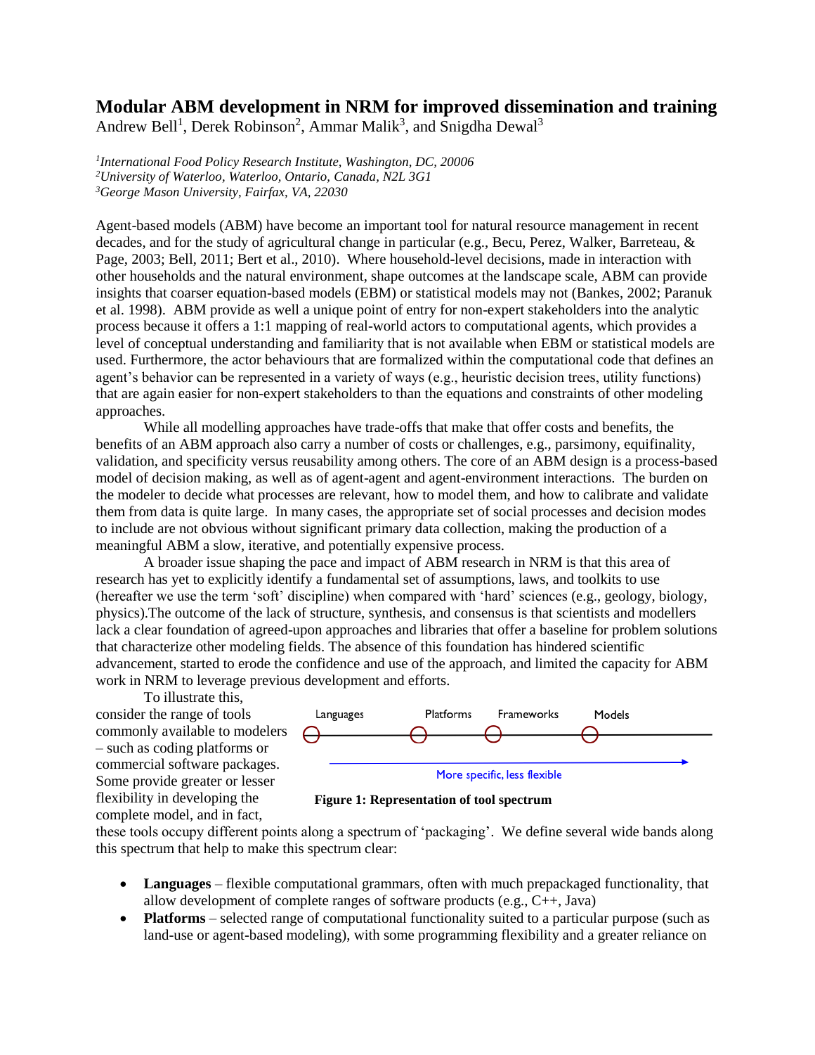# Modular ABM development in NRM for improved dissemination and training

Andrew Bell[1], Derek Robinson[2], Ammar Malik[3], and Snigdha Dewal[3]

[1]*International Food Policy Research Institute, Washington, DC, 20006*
[2]*University of Waterloo, Waterloo, Ontario, Canada, N2L 3G1*
[3]*George Mason University, Fairfax, VA, 22030*

Agent-based models (ABM) have become an important tool for natural resource management in recent decades, and for the study of agricultural change in particular (e.g., Becu, Perez, Walker, Barreteau, & Page, 2003; Bell, 2011; Bert et al., 2010). Where household-level decisions, made in interaction with other households and the natural environment, shape outcomes at the landscape scale, ABM can provide insights that coarser equation-based models (EBM) or statistical models may not (Bankes, 2002; Paranuk et al. 1998). ABM provide as well a unique point of entry for non-expert stakeholders into the analytic process because it offers a 1:1 mapping of real-world actors to computational agents, which provides a level of conceptual understanding and familiarity that is not available when EBM or statistical models are used. Furthermore, the actor behaviours that are formalized within the computational code that defines an agent's behavior can be represented in a variety of ways (e.g., heuristic decision trees, utility functions) that are again easier for non-expert stakeholders to than the equations and constraints of other modeling approaches.

While all modelling approaches have trade-offs that make that offer costs and benefits, the benefits of an ABM approach also carry a number of costs or challenges, e.g., parsimony, equifinality, validation, and specificity versus reusability among others. The core of an ABM design is a process-based model of decision making, as well as of agent-agent and agent-environment interactions. The burden on the modeler to decide what processes are relevant, how to model them, and how to calibrate and validate them from data is quite large. In many cases, the appropriate set of social processes and decision modes to include are not obvious without significant primary data collection, making the production of a meaningful ABM a slow, iterative, and potentially expensive process.

A broader issue shaping the pace and impact of ABM research in NRM is that this area of research has yet to explicitly identify a fundamental set of assumptions, laws, and toolkits to use (hereafter we use the term 'soft' discipline) when compared with 'hard' sciences (e.g., geology, biology, physics).The outcome of the lack of structure, synthesis, and consensus is that scientists and modellers lack a clear foundation of agreed-upon approaches and libraries that offer a baseline for problem solutions that characterize other modeling fields. The absence of this foundation has hindered scientific advancement, started to erode the confidence and use of the approach, and limited the capacity for ABM work in NRM to leverage previous development and efforts.

To illustrate this, consider the range of tools commonly available to modelers – such as coding platforms or commercial software packages. Some provide greater or lesser flexibility in developing the complete model, and in fact, these tools occupy different points along a spectrum of 'packaging'. We define several wide bands along this spectrum that help to make this spectrum clear:

Languages — Platforms — Frameworks — Models

More specific, less flexible

**Figure 1: Representation of tool spectrum**

- **Languages** – flexible computational grammars, often with much prepackaged functionality, that allow development of complete ranges of software products (e.g., C++, Java)
- **Platforms** – selected range of computational functionality suited to a particular purpose (such as land-use or agent-based modeling), with some programming flexibility and a greater reliance on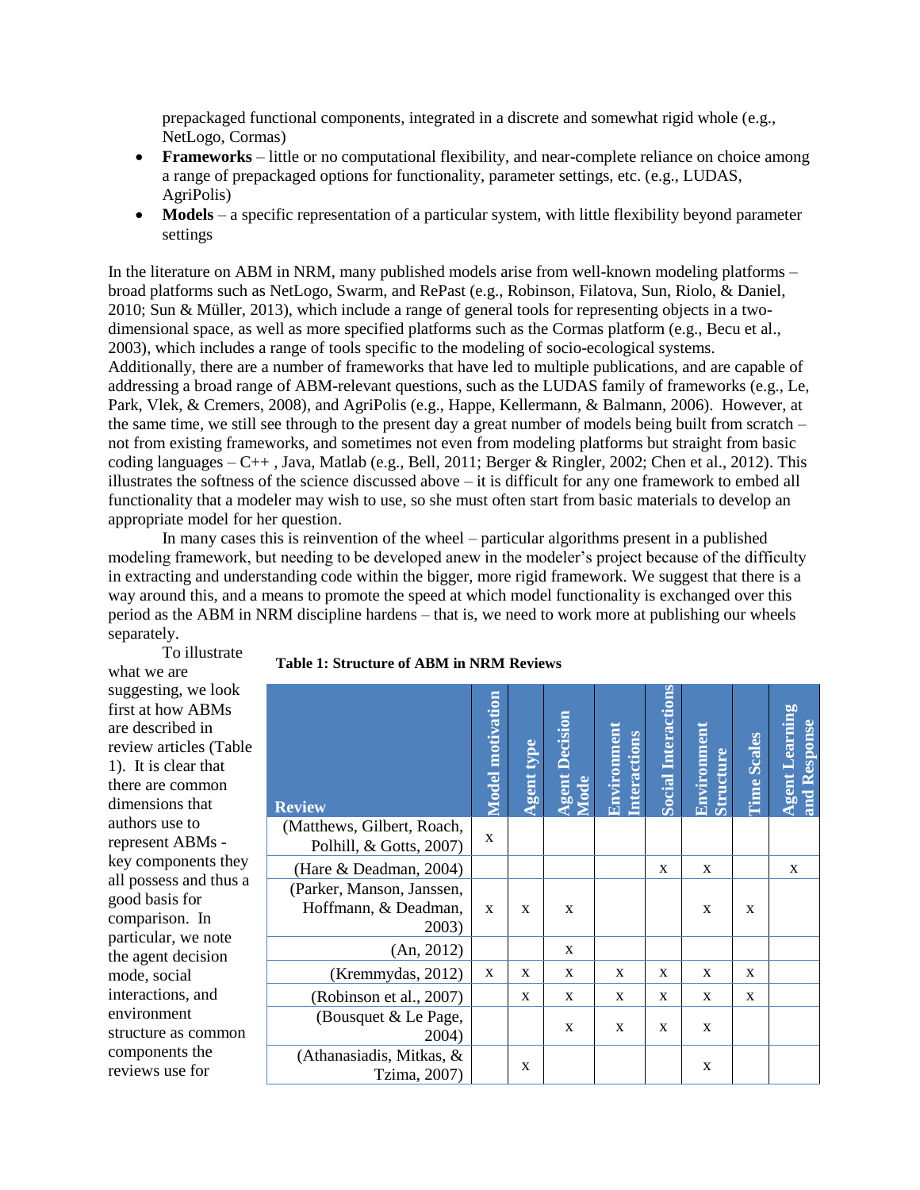prepackaged functional components, integrated in a discrete and somewhat rigid whole (e.g., NetLogo, Cormas)

- **Frameworks** – little or no computational flexibility, and near-complete reliance on choice among a range of prepackaged options for functionality, parameter settings, etc. (e.g., LUDAS, AgriPolis)
- **Models** – a specific representation of a particular system, with little flexibility beyond parameter settings

In the literature on ABM in NRM, many published models arise from well-known modeling platforms – broad platforms such as NetLogo, Swarm, and RePast (e.g., Robinson, Filatova, Sun, Riolo, & Daniel, 2010; Sun & Müller, 2013), which include a range of general tools for representing objects in a two-dimensional space, as well as more specified platforms such as the Cormas platform (e.g., Becu et al., 2003), which includes a range of tools specific to the modeling of socio-ecological systems. Additionally, there are a number of frameworks that have led to multiple publications, and are capable of addressing a broad range of ABM-relevant questions, such as the LUDAS family of frameworks (e.g., Le, Park, Vlek, & Cremers, 2008), and AgriPolis (e.g., Happe, Kellermann, & Balmann, 2006). However, at the same time, we still see through to the present day a great number of models being built from scratch – not from existing frameworks, and sometimes not even from modeling platforms but straight from basic coding languages – C++ , Java, Matlab (e.g., Bell, 2011; Berger & Ringler, 2002; Chen et al., 2012). This illustrates the softness of the science discussed above – it is difficult for any one framework to embed all functionality that a modeler may wish to use, so she must often start from basic materials to develop an appropriate model for her question.

In many cases this is reinvention of the wheel – particular algorithms present in a published modeling framework, but needing to be developed anew in the modeler's project because of the difficulty in extracting and understanding code within the bigger, more rigid framework. We suggest that there is a way around this, and a means to promote the speed at which model functionality is exchanged over this period as the ABM in NRM discipline hardens – that is, we need to work more at publishing our wheels separately.

To illustrate what we are suggesting, we look first at how ABMs are described in review articles (Table 1). It is clear that there are common dimensions that authors use to represent ABMs - key components they all possess and thus a good basis for comparison. In particular, we note the agent decision mode, social interactions, and environment structure as common components the reviews use for

**Table 1: Structure of ABM in NRM Reviews**

| Review | Model motivation | Agent type | Agent Decision Mode | Environment Interactions | Social Interactions | Environment Structure | Time Scales | Agent Learning and Response |
|---|---|---|---|---|---|---|---|---|
| (Matthews, Gilbert, Roach, Polhill, & Gotts, 2007) | x | | | | | | | |
| (Hare & Deadman, 2004) | | | | | x | x | | x |
| (Parker, Manson, Janssen, Hoffmann, & Deadman, 2003) | x | x | x | | | x | x | |
| (An, 2012) | | | x | | | | | |
| (Kremmydas, 2012) | x | x | x | x | x | x | x | |
| (Robinson et al., 2007) | | x | x | x | x | x | x | |
| (Bousquet & Le Page, 2004) | | | x | x | x | x | | |
| (Athanasiadis, Mitkas, & Tzima, 2007) | | x | | | | x | | |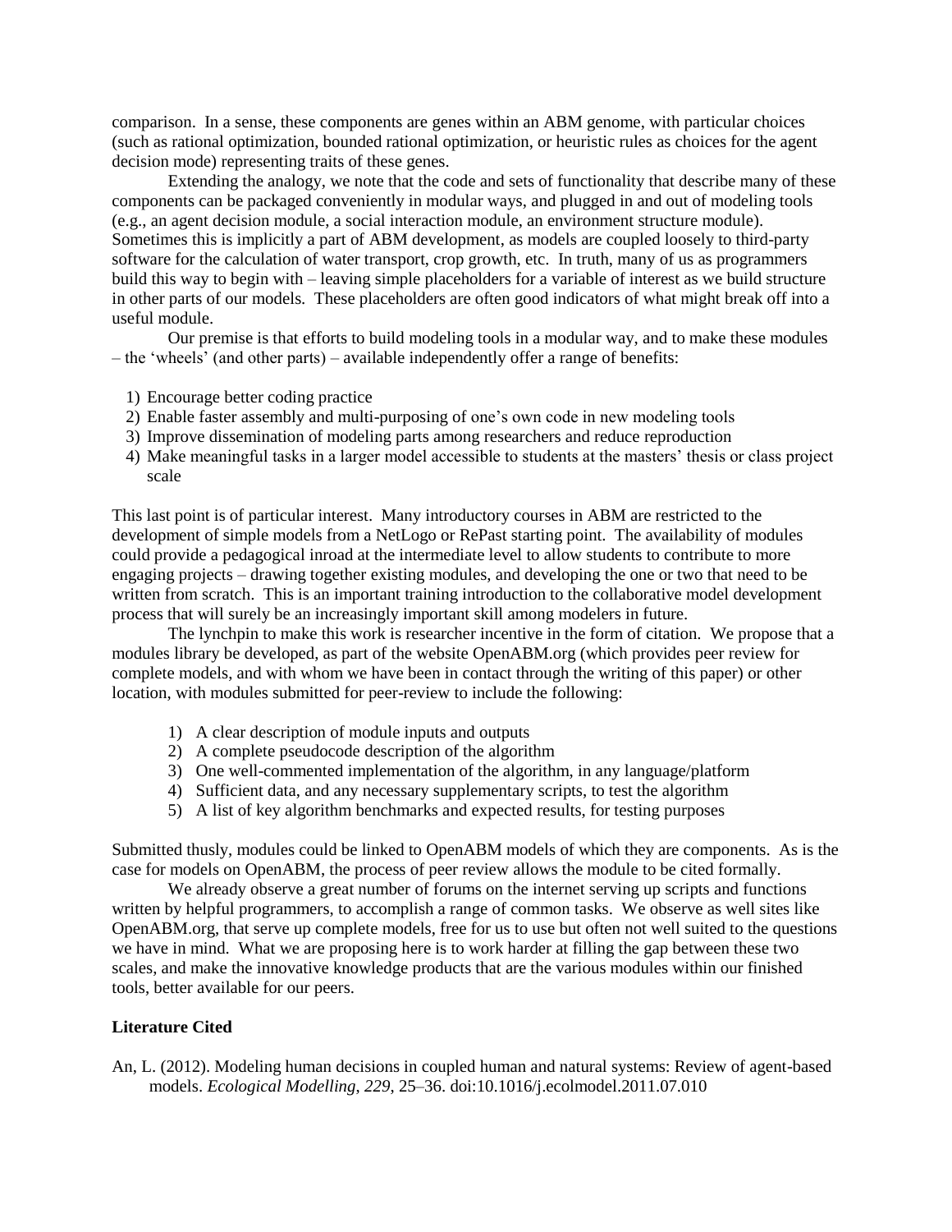comparison. In a sense, these components are genes within an ABM genome, with particular choices (such as rational optimization, bounded rational optimization, or heuristic rules as choices for the agent decision mode) representing traits of these genes.

Extending the analogy, we note that the code and sets of functionality that describe many of these components can be packaged conveniently in modular ways, and plugged in and out of modeling tools (e.g., an agent decision module, a social interaction module, an environment structure module). Sometimes this is implicitly a part of ABM development, as models are coupled loosely to third-party software for the calculation of water transport, crop growth, etc. In truth, many of us as programmers build this way to begin with – leaving simple placeholders for a variable of interest as we build structure in other parts of our models. These placeholders are often good indicators of what might break off into a useful module.

Our premise is that efforts to build modeling tools in a modular way, and to make these modules – the 'wheels' (and other parts) – available independently offer a range of benefits:

1) Encourage better coding practice
2) Enable faster assembly and multi-purposing of one's own code in new modeling tools
3) Improve dissemination of modeling parts among researchers and reduce reproduction
4) Make meaningful tasks in a larger model accessible to students at the masters' thesis or class project scale

This last point is of particular interest. Many introductory courses in ABM are restricted to the development of simple models from a NetLogo or RePast starting point. The availability of modules could provide a pedagogical inroad at the intermediate level to allow students to contribute to more engaging projects – drawing together existing modules, and developing the one or two that need to be written from scratch. This is an important training introduction to the collaborative model development process that will surely be an increasingly important skill among modelers in future.

The lynchpin to make this work is researcher incentive in the form of citation. We propose that a modules library be developed, as part of the website OpenABM.org (which provides peer review for complete models, and with whom we have been in contact through the writing of this paper) or other location, with modules submitted for peer-review to include the following:

1) A clear description of module inputs and outputs
2) A complete pseudocode description of the algorithm
3) One well-commented implementation of the algorithm, in any language/platform
4) Sufficient data, and any necessary supplementary scripts, to test the algorithm
5) A list of key algorithm benchmarks and expected results, for testing purposes

Submitted thusly, modules could be linked to OpenABM models of which they are components. As is the case for models on OpenABM, the process of peer review allows the module to be cited formally.

We already observe a great number of forums on the internet serving up scripts and functions written by helpful programmers, to accomplish a range of common tasks. We observe as well sites like OpenABM.org, that serve up complete models, free for us to use but often not well suited to the questions we have in mind. What we are proposing here is to work harder at filling the gap between these two scales, and make the innovative knowledge products that are the various modules within our finished tools, better available for our peers.

**Literature Cited**

An, L. (2012). Modeling human decisions in coupled human and natural systems: Review of agent-based models. *Ecological Modelling*, *229*, 25–36. doi:10.1016/j.ecolmodel.2011.07.010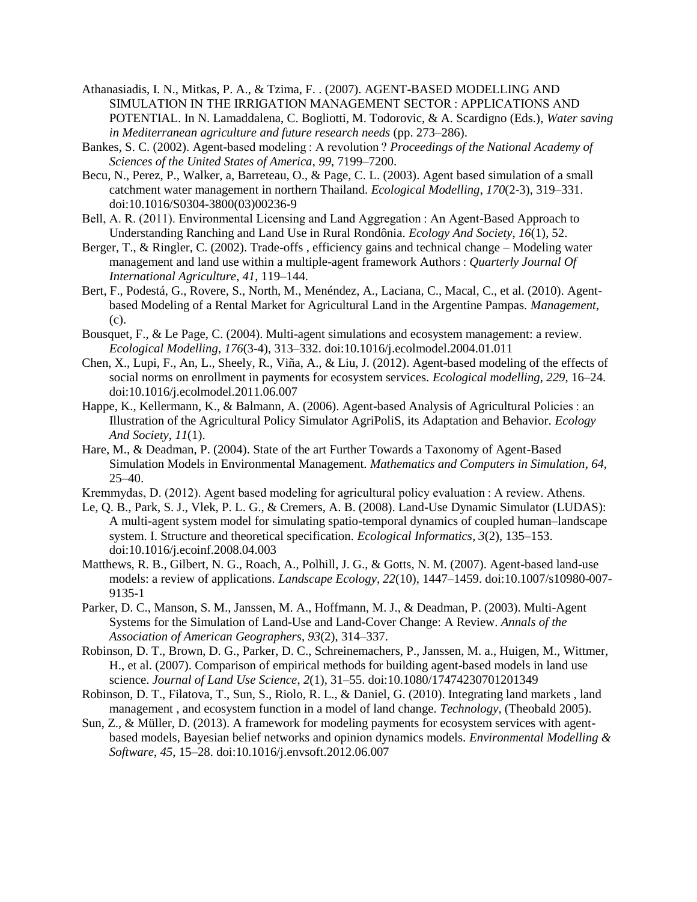Athanasiadis, I. N., Mitkas, P. A., & Tzima, F. . (2007). AGENT-BASED MODELLING AND SIMULATION IN THE IRRIGATION MANAGEMENT SECTOR : APPLICATIONS AND POTENTIAL. In N. Lamaddalena, C. Bogliotti, M. Todorovic, & A. Scardigno (Eds.), *Water saving in Mediterranean agriculture and future research needs* (pp. 273–286).

Bankes, S. C. (2002). Agent-based modeling : A revolution ? *Proceedings of the National Academy of Sciences of the United States of America*, *99*, 7199–7200.

Becu, N., Perez, P., Walker, a, Barreteau, O., & Page, C. L. (2003). Agent based simulation of a small catchment water management in northern Thailand. *Ecological Modelling*, *170*(2-3), 319–331. doi:10.1016/S0304-3800(03)00236-9

Bell, A. R. (2011). Environmental Licensing and Land Aggregation : An Agent-Based Approach to Understanding Ranching and Land Use in Rural Rondônia. *Ecology And Society*, *16*(1), 52.

Berger, T., & Ringler, C. (2002). Trade-offs , efficiency gains and technical change – Modeling water management and land use within a multiple-agent framework Authors : *Quarterly Journal Of International Agriculture*, *41*, 119–144.

Bert, F., Podestá, G., Rovere, S., North, M., Menéndez, A., Laciana, C., Macal, C., et al. (2010). Agent-based Modeling of a Rental Market for Agricultural Land in the Argentine Pampas. *Management*, (c).

Bousquet, F., & Le Page, C. (2004). Multi-agent simulations and ecosystem management: a review. *Ecological Modelling*, *176*(3-4), 313–332. doi:10.1016/j.ecolmodel.2004.01.011

Chen, X., Lupi, F., An, L., Sheely, R., Viña, A., & Liu, J. (2012). Agent-based modeling of the effects of social norms on enrollment in payments for ecosystem services. *Ecological modelling*, *229*, 16–24. doi:10.1016/j.ecolmodel.2011.06.007

Happe, K., Kellermann, K., & Balmann, A. (2006). Agent-based Analysis of Agricultural Policies : an Illustration of the Agricultural Policy Simulator AgriPoliS, its Adaptation and Behavior. *Ecology And Society*, *11*(1).

Hare, M., & Deadman, P. (2004). State of the art Further Towards a Taxonomy of Agent-Based Simulation Models in Environmental Management. *Mathematics and Computers in Simulation*, *64*, 25–40.

Kremmydas, D. (2012). Agent based modeling for agricultural policy evaluation : A review. Athens.

Le, Q. B., Park, S. J., Vlek, P. L. G., & Cremers, A. B. (2008). Land-Use Dynamic Simulator (LUDAS): A multi-agent system model for simulating spatio-temporal dynamics of coupled human–landscape system. I. Structure and theoretical specification. *Ecological Informatics*, *3*(2), 135–153. doi:10.1016/j.ecoinf.2008.04.003

Matthews, R. B., Gilbert, N. G., Roach, A., Polhill, J. G., & Gotts, N. M. (2007). Agent-based land-use models: a review of applications. *Landscape Ecology*, *22*(10), 1447–1459. doi:10.1007/s10980-007-9135-1

Parker, D. C., Manson, S. M., Janssen, M. A., Hoffmann, M. J., & Deadman, P. (2003). Multi-Agent Systems for the Simulation of Land-Use and Land-Cover Change: A Review. *Annals of the Association of American Geographers*, *93*(2), 314–337.

Robinson, D. T., Brown, D. G., Parker, D. C., Schreinemachers, P., Janssen, M. a., Huigen, M., Wittmer, H., et al. (2007). Comparison of empirical methods for building agent-based models in land use science. *Journal of Land Use Science*, *2*(1), 31–55. doi:10.1080/17474230701201349

Robinson, D. T., Filatova, T., Sun, S., Riolo, R. L., & Daniel, G. (2010). Integrating land markets , land management , and ecosystem function in a model of land change. *Technology*, (Theobald 2005).

Sun, Z., & Müller, D. (2013). A framework for modeling payments for ecosystem services with agent-based models, Bayesian belief networks and opinion dynamics models. *Environmental Modelling & Software*, *45*, 15–28. doi:10.1016/j.envsoft.2012.06.007